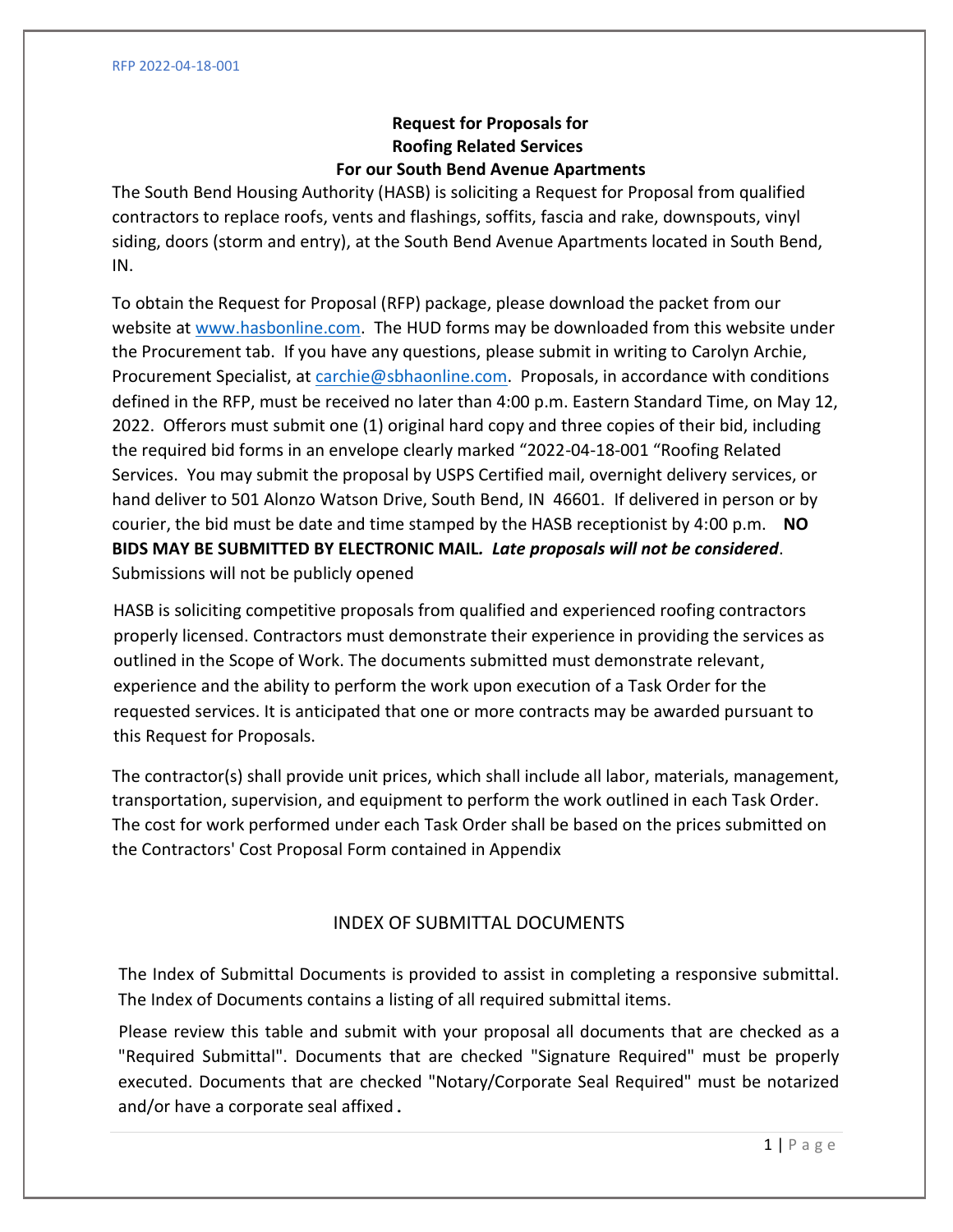RFP 2022-04-18-001

# Request for Proposals for Roofing Related Services For our South Bend Avenue Apartments

The South Bend Housing Authority (HASB) is soliciting a Request for Proposal from qualified contractors to replace roofs, vents and flashings, soffits, fascia and rake, downspouts, vinyl siding, doors (storm and entry), at the South Bend Avenue Apartments located in South Bend, IN.

To obtain the Request for Proposal (RFP) package, please download the packet from our website at www.hasbonline.com. The HUD forms may be downloaded from this website under the Procurement tab. If you have any questions, please submit in writing to Carolyn Archie, Procurement Specialist, at carchie@sbhaonline.com. Proposals, in accordance with conditions defined in the RFP, must be received no later than 4:00 p.m. Eastern Standard Time, on May 12, 2022. Offerors must submit one (1) original hard copy and three copies of their bid, including the required bid forms in an envelope clearly marked "2022-04-18-001 "Roofing Related Services. You may submit the proposal by USPS Certified mail, overnight delivery services, or hand deliver to 501 Alonzo Watson Drive, South Bend, IN 46601. If delivered in person or by courier, the bid must be date and time stamped by the HASB receptionist by 4:00 p.m. **NO BIDS MAY BE SUBMITTED BY ELECTRONIC MAIL*.* ***Late proposals will not be considered***. Submissions will not be publicly opened

HASB is soliciting competitive proposals from qualified and experienced roofing contractors properly licensed. Contractors must demonstrate their experience in providing the services as outlined in the Scope of Work. The documents submitted must demonstrate relevant, experience and the ability to perform the work upon execution of a Task Order for the requested services. It is anticipated that one or more contracts may be awarded pursuant to this Request for Proposals.

The contractor(s) shall provide unit prices, which shall include all labor, materials, management, transportation, supervision, and equipment to perform the work outlined in each Task Order. The cost for work performed under each Task Order shall be based on the prices submitted on the Contractors' Cost Proposal Form contained in Appendix

## INDEX OF SUBMITTAL DOCUMENTS

The Index of Submittal Documents is provided to assist in completing a responsive submittal. The Index of Documents contains a listing of all required submittal items.

Please review this table and submit with your proposal all documents that are checked as a "Required Submittal". Documents that are checked "Signature Required" must be properly executed. Documents that are checked "Notary/Corporate Seal Required" must be notarized and/or have a corporate seal affixed.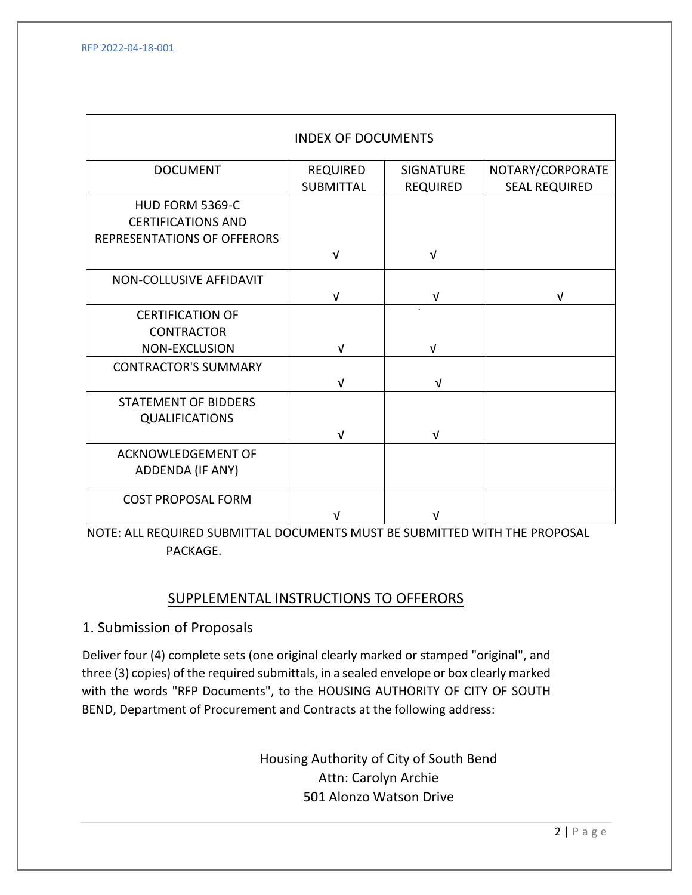| INDEX OF DOCUMENTS | | | |
|---|---|---|---|
| DOCUMENT | REQUIRED SUBMITTAL | SIGNATURE REQUIRED | NOTARY/CORPORATE SEAL REQUIRED |
| HUD FORM 5369-C CERTIFICATIONS AND REPRESENTATIONS OF OFFERORS | √ | √ | |
| NON-COLLUSIVE AFFIDAVIT | √ | √ | √ |
| CERTIFICATION OF CONTRACTOR NON-EXCLUSION | √ | √ | |
| CONTRACTOR'S SUMMARY | √ | √ | |
| STATEMENT OF BIDDERS QUALIFICATIONS | √ | √ | |
| ACKNOWLEDGEMENT OF ADDENDA (IF ANY) | | | |
| COST PROPOSAL FORM | √ | √ | |

NOTE: ALL REQUIRED SUBMITTAL DOCUMENTS MUST BE SUBMITTED WITH THE PROPOSAL PACKAGE.

## SUPPLEMENTAL INSTRUCTIONS TO OFFERORS

### 1. Submission of Proposals

Deliver four (4) complete sets (one original clearly marked or stamped "original", and three (3) copies) of the required submittals, in a sealed envelope or box clearly marked with the words "RFP Documents", to the HOUSING AUTHORITY OF CITY OF SOUTH BEND, Department of Procurement and Contracts at the following address:

Housing Authority of City of South Bend
Attn: Carolyn Archie
501 Alonzo Watson Drive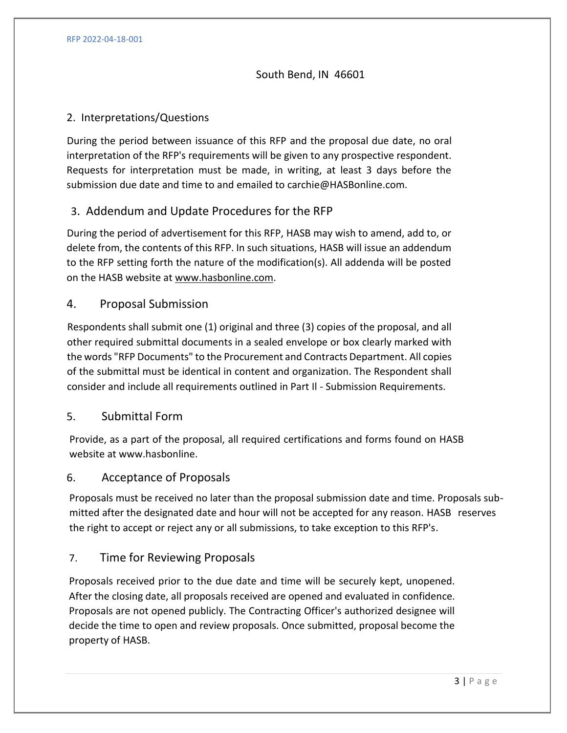South Bend, IN 46601

## 2. Interpretations/Questions

During the period between issuance of this RFP and the proposal due date, no oral interpretation of the RFP's requirements will be given to any prospective respondent. Requests for interpretation must be made, in writing, at least 3 days before the submission due date and time to and emailed to carchie@HASBonline.com.

## 3. Addendum and Update Procedures for the RFP

During the period of advertisement for this RFP, HASB may wish to amend, add to, or delete from, the contents of this RFP. In such situations, HASB will issue an addendum to the RFP setting forth the nature of the modification(s). All addenda will be posted on the HASB website at www.hasbonline.com.

## 4. Proposal Submission

Respondents shall submit one (1) original and three (3) copies of the proposal, and all other required submittal documents in a sealed envelope or box clearly marked with the words "RFP Documents" to the Procurement and Contracts Department. All copies of the submittal must be identical in content and organization. The Respondent shall consider and include all requirements outlined in Part Il - Submission Requirements.

## 5. Submittal Form

Provide, as a part of the proposal, all required certifications and forms found on HASB website at www.hasbonline.

## 6. Acceptance of Proposals

Proposals must be received no later than the proposal submission date and time. Proposals submitted after the designated date and hour will not be accepted for any reason. HASB reserves the right to accept or reject any or all submissions, to take exception to this RFP's.

## 7. Time for Reviewing Proposals

Proposals received prior to the due date and time will be securely kept, unopened. After the closing date, all proposals received are opened and evaluated in confidence. Proposals are not opened publicly. The Contracting Officer's authorized designee will decide the time to open and review proposals. Once submitted, proposal become the property of HASB.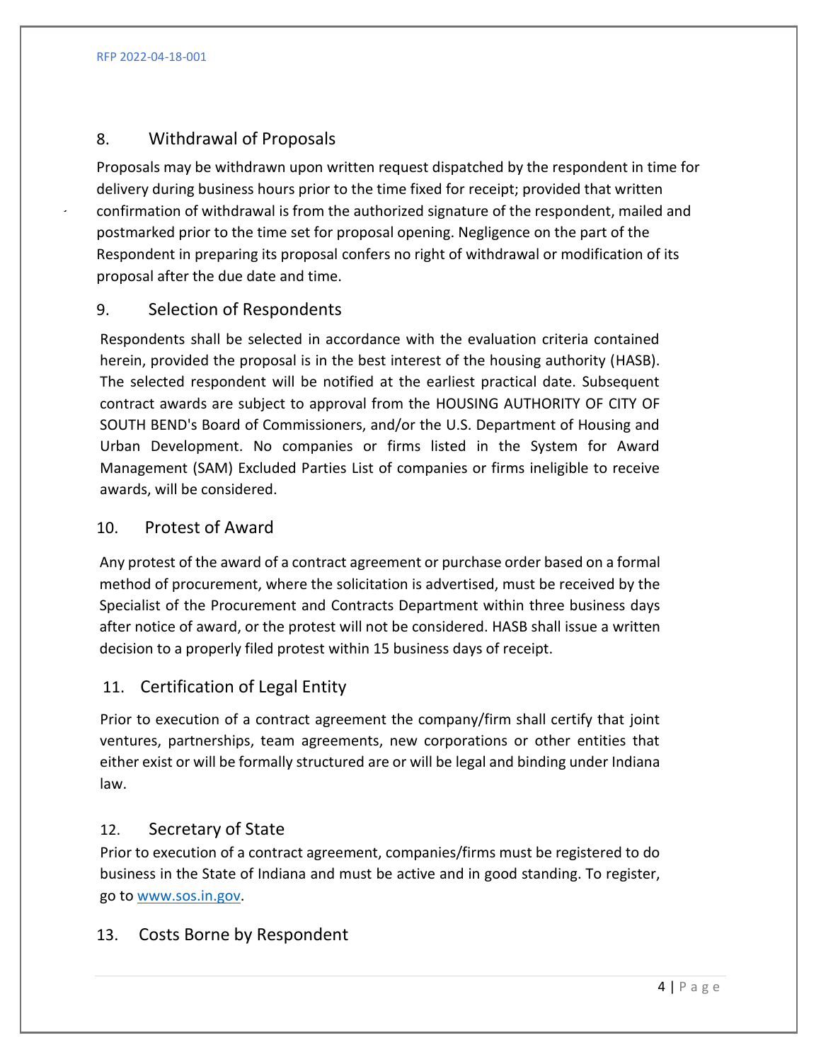## 8. Withdrawal of Proposals

Proposals may be withdrawn upon written request dispatched by the respondent in time for delivery during business hours prior to the time fixed for receipt; provided that written confirmation of withdrawal is from the authorized signature of the respondent, mailed and postmarked prior to the time set for proposal opening. Negligence on the part of the Respondent in preparing its proposal confers no right of withdrawal or modification of its proposal after the due date and time.

## 9. Selection of Respondents

Respondents shall be selected in accordance with the evaluation criteria contained herein, provided the proposal is in the best interest of the housing authority (HASB). The selected respondent will be notified at the earliest practical date. Subsequent contract awards are subject to approval from the HOUSING AUTHORITY OF CITY OF SOUTH BEND's Board of Commissioners, and/or the U.S. Department of Housing and Urban Development. No companies or firms listed in the System for Award Management (SAM) Excluded Parties List of companies or firms ineligible to receive awards, will be considered.

## 10. Protest of Award

Any protest of the award of a contract agreement or purchase order based on a formal method of procurement, where the solicitation is advertised, must be received by the Specialist of the Procurement and Contracts Department within three business days after notice of award, or the protest will not be considered. HASB shall issue a written decision to a properly filed protest within 15 business days of receipt.

## 11. Certification of Legal Entity

Prior to execution of a contract agreement the company/firm shall certify that joint ventures, partnerships, team agreements, new corporations or other entities that either exist or will be formally structured are or will be legal and binding under Indiana law.

## 12. Secretary of State

Prior to execution of a contract agreement, companies/firms must be registered to do business in the State of Indiana and must be active and in good standing. To register, go to [www.sos.in.gov](http://www.sos.in.gov).

## 13. Costs Borne by Respondent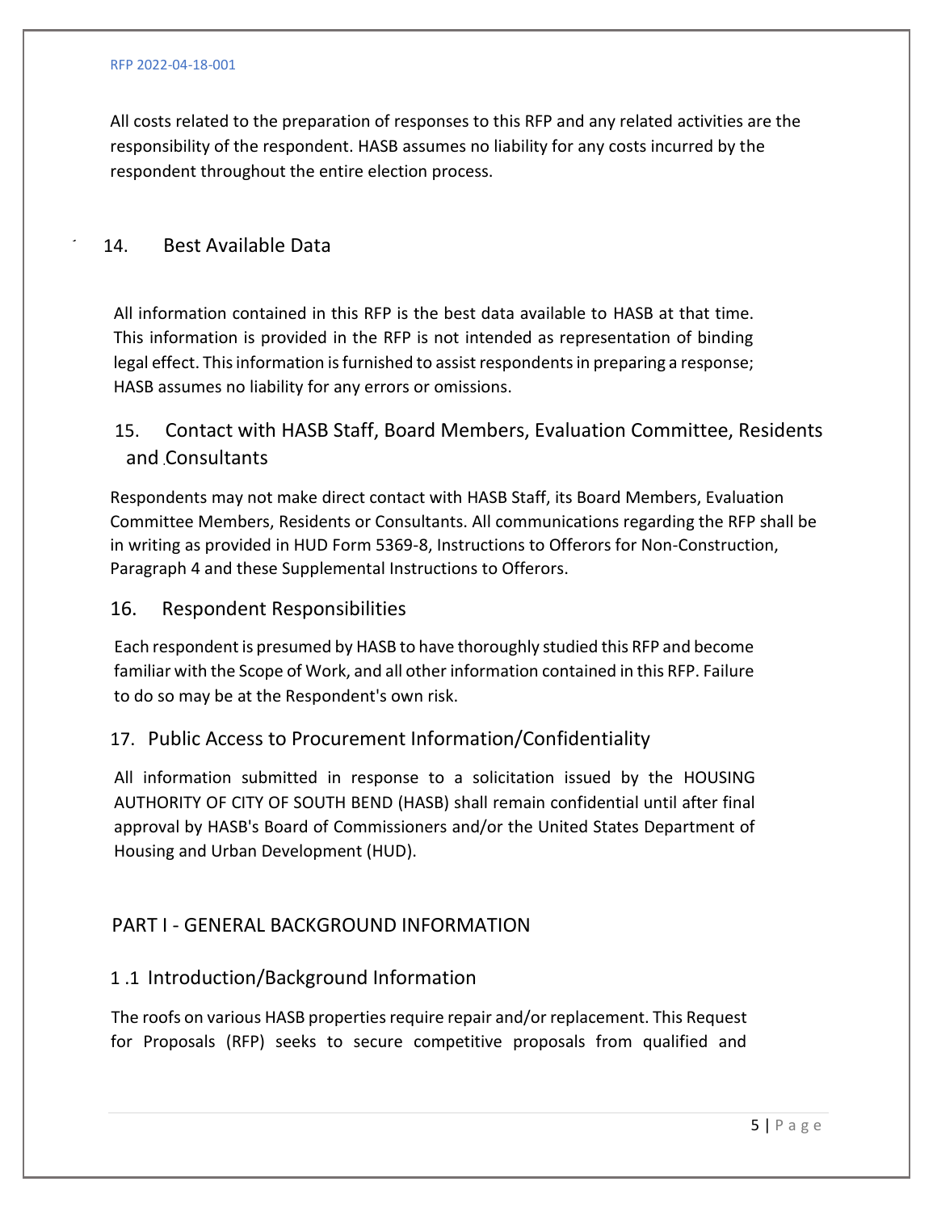All costs related to the preparation of responses to this RFP and any related activities are the responsibility of the respondent. HASB assumes no liability for any costs incurred by the respondent throughout the entire election process.

## 14. Best Available Data

All information contained in this RFP is the best data available to HASB at that time. This information is provided in the RFP is not intended as representation of binding legal effect. This information is furnished to assist respondents in preparing a response; HASB assumes no liability for any errors or omissions.

## 15. Contact with HASB Staff, Board Members, Evaluation Committee, Residents and Consultants

Respondents may not make direct contact with HASB Staff, its Board Members, Evaluation Committee Members, Residents or Consultants. All communications regarding the RFP shall be in writing as provided in HUD Form 5369-8, Instructions to Offerors for Non-Construction, Paragraph 4 and these Supplemental Instructions to Offerors.

## 16. Respondent Responsibilities

Each respondent is presumed by HASB to have thoroughly studied this RFP and become familiar with the Scope of Work, and all other information contained in this RFP. Failure to do so may be at the Respondent's own risk.

## 17. Public Access to Procurement Information/Confidentiality

All information submitted in response to a solicitation issued by the HOUSING AUTHORITY OF CITY OF SOUTH BEND (HASB) shall remain confidential until after final approval by HASB's Board of Commissioners and/or the United States Department of Housing and Urban Development (HUD).

# PART I - GENERAL BACKGROUND INFORMATION

## 1 .1 Introduction/Background Information

The roofs on various HASB properties require repair and/or replacement. This Request for Proposals (RFP) seeks to secure competitive proposals from qualified and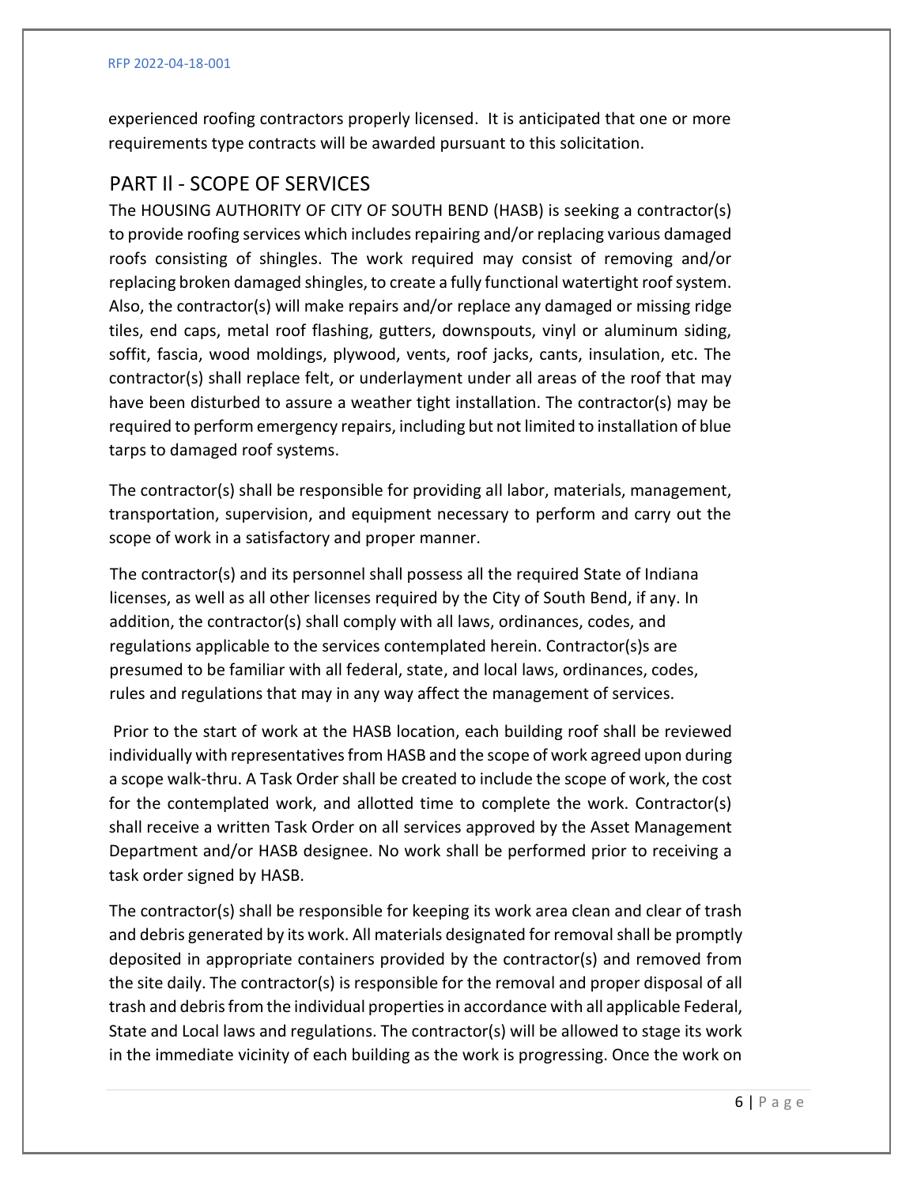experienced roofing contractors properly licensed. It is anticipated that one or more requirements type contracts will be awarded pursuant to this solicitation.

## PART Il - SCOPE OF SERVICES

The HOUSING AUTHORITY OF CITY OF SOUTH BEND (HASB) is seeking a contractor(s) to provide roofing services which includes repairing and/or replacing various damaged roofs consisting of shingles. The work required may consist of removing and/or replacing broken damaged shingles, to create a fully functional watertight roof system. Also, the contractor(s) will make repairs and/or replace any damaged or missing ridge tiles, end caps, metal roof flashing, gutters, downspouts, vinyl or aluminum siding, soffit, fascia, wood moldings, plywood, vents, roof jacks, cants, insulation, etc. The contractor(s) shall replace felt, or underlayment under all areas of the roof that may have been disturbed to assure a weather tight installation. The contractor(s) may be required to perform emergency repairs, including but not limited to installation of blue tarps to damaged roof systems.

The contractor(s) shall be responsible for providing all labor, materials, management, transportation, supervision, and equipment necessary to perform and carry out the scope of work in a satisfactory and proper manner.

The contractor(s) and its personnel shall possess all the required State of Indiana licenses, as well as all other licenses required by the City of South Bend, if any. In addition, the contractor(s) shall comply with all laws, ordinances, codes, and regulations applicable to the services contemplated herein. Contractor(s)s are presumed to be familiar with all federal, state, and local laws, ordinances, codes, rules and regulations that may in any way affect the management of services.

Prior to the start of work at the HASB location, each building roof shall be reviewed individually with representatives from HASB and the scope of work agreed upon during a scope walk-thru. A Task Order shall be created to include the scope of work, the cost for the contemplated work, and allotted time to complete the work. Contractor(s) shall receive a written Task Order on all services approved by the Asset Management Department and/or HASB designee. No work shall be performed prior to receiving a task order signed by HASB.

The contractor(s) shall be responsible for keeping its work area clean and clear of trash and debris generated by its work. All materials designated for removal shall be promptly deposited in appropriate containers provided by the contractor(s) and removed from the site daily. The contractor(s) is responsible for the removal and proper disposal of all trash and debris from the individual properties in accordance with all applicable Federal, State and Local laws and regulations. The contractor(s) will be allowed to stage its work in the immediate vicinity of each building as the work is progressing. Once the work on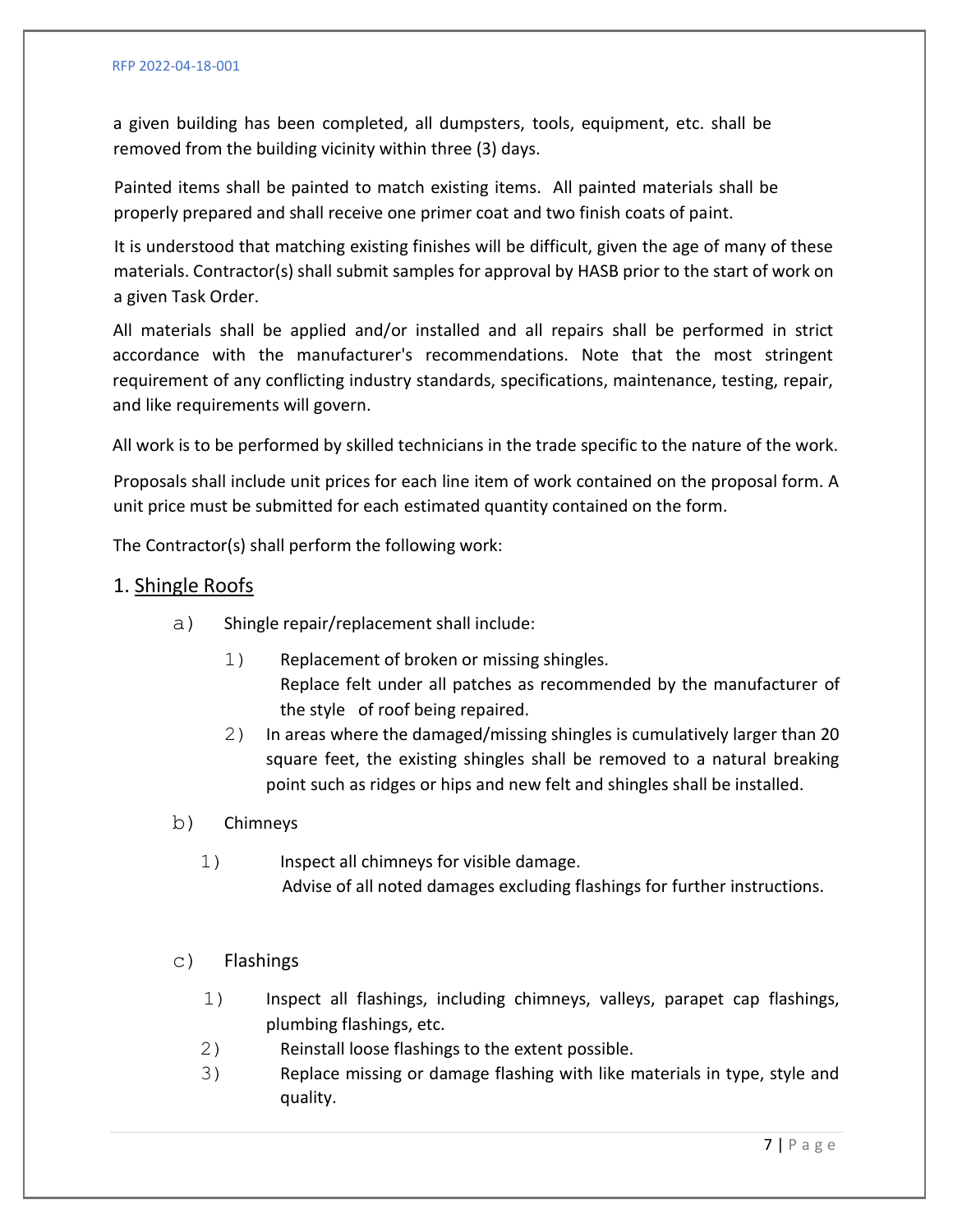a given building has been completed, all dumpsters, tools, equipment, etc. shall be removed from the building vicinity within three (3) days.

Painted items shall be painted to match existing items. All painted materials shall be properly prepared and shall receive one primer coat and two finish coats of paint.

It is understood that matching existing finishes will be difficult, given the age of many of these materials. Contractor(s) shall submit samples for approval by HASB prior to the start of work on a given Task Order.

All materials shall be applied and/or installed and all repairs shall be performed in strict accordance with the manufacturer's recommendations. Note that the most stringent requirement of any conflicting industry standards, specifications, maintenance, testing, repair, and like requirements will govern.

All work is to be performed by skilled technicians in the trade specific to the nature of the work.

Proposals shall include unit prices for each line item of work contained on the proposal form. A unit price must be submitted for each estimated quantity contained on the form.

The Contractor(s) shall perform the following work:

## 1. Shingle Roofs

a) Shingle repair/replacement shall include:

1) Replacement of broken or missing shingles.
   Replace felt under all patches as recommended by the manufacturer of the style of roof being repaired.

2) In areas where the damaged/missing shingles is cumulatively larger than 20 square feet, the existing shingles shall be removed to a natural breaking point such as ridges or hips and new felt and shingles shall be installed.

b) Chimneys

1) Inspect all chimneys for visible damage.
   Advise of all noted damages excluding flashings for further instructions.

c) Flashings

1) Inspect all flashings, including chimneys, valleys, parapet cap flashings, plumbing flashings, etc.

2) Reinstall loose flashings to the extent possible.

3) Replace missing or damage flashing with like materials in type, style and quality.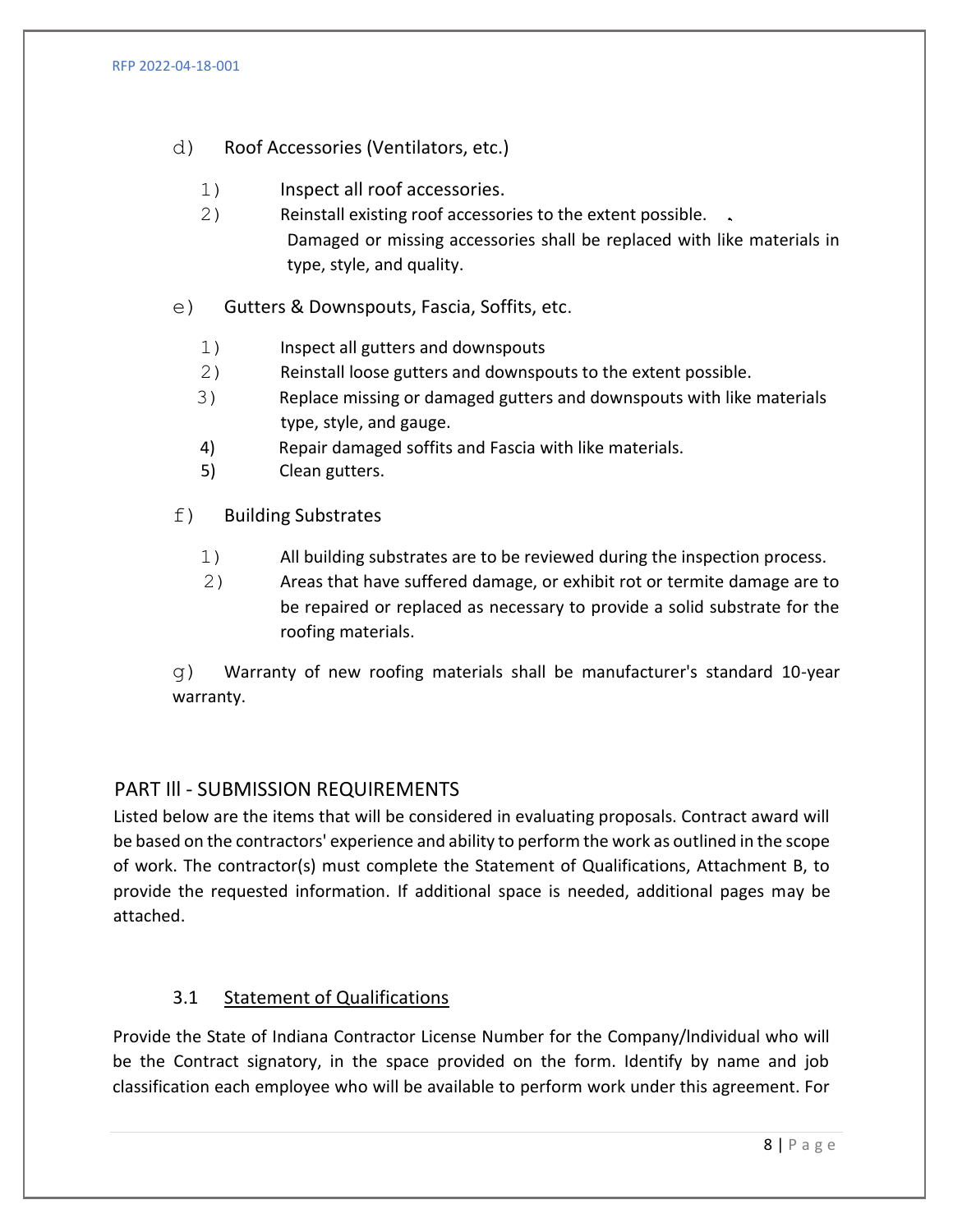d) Roof Accessories (Ventilators, etc.)

1) Inspect all roof accessories.
2) Reinstall existing roof accessories to the extent possible. Damaged or missing accessories shall be replaced with like materials in type, style, and quality.

e) Gutters & Downspouts, Fascia, Soffits, etc.

1) Inspect all gutters and downspouts
2) Reinstall loose gutters and downspouts to the extent possible.
3) Replace missing or damaged gutters and downspouts with like materials type, style, and gauge.
4) Repair damaged soffits and Fascia with like materials.
5) Clean gutters.

f) Building Substrates

1) All building substrates are to be reviewed during the inspection process.
2) Areas that have suffered damage, or exhibit rot or termite damage are to be repaired or replaced as necessary to provide a solid substrate for the roofing materials.

g) Warranty of new roofing materials shall be manufacturer's standard 10-year warranty.

## PART III - SUBMISSION REQUIREMENTS

Listed below are the items that will be considered in evaluating proposals. Contract award will be based on the contractors' experience and ability to perform the work as outlined in the scope of work. The contractor(s) must complete the Statement of Qualifications, Attachment B, to provide the requested information. If additional space is needed, additional pages may be attached.

### 3.1 Statement of Qualifications

Provide the State of Indiana Contractor License Number for the Company/Individual who will be the Contract signatory, in the space provided on the form. Identify by name and job classification each employee who will be available to perform work under this agreement. For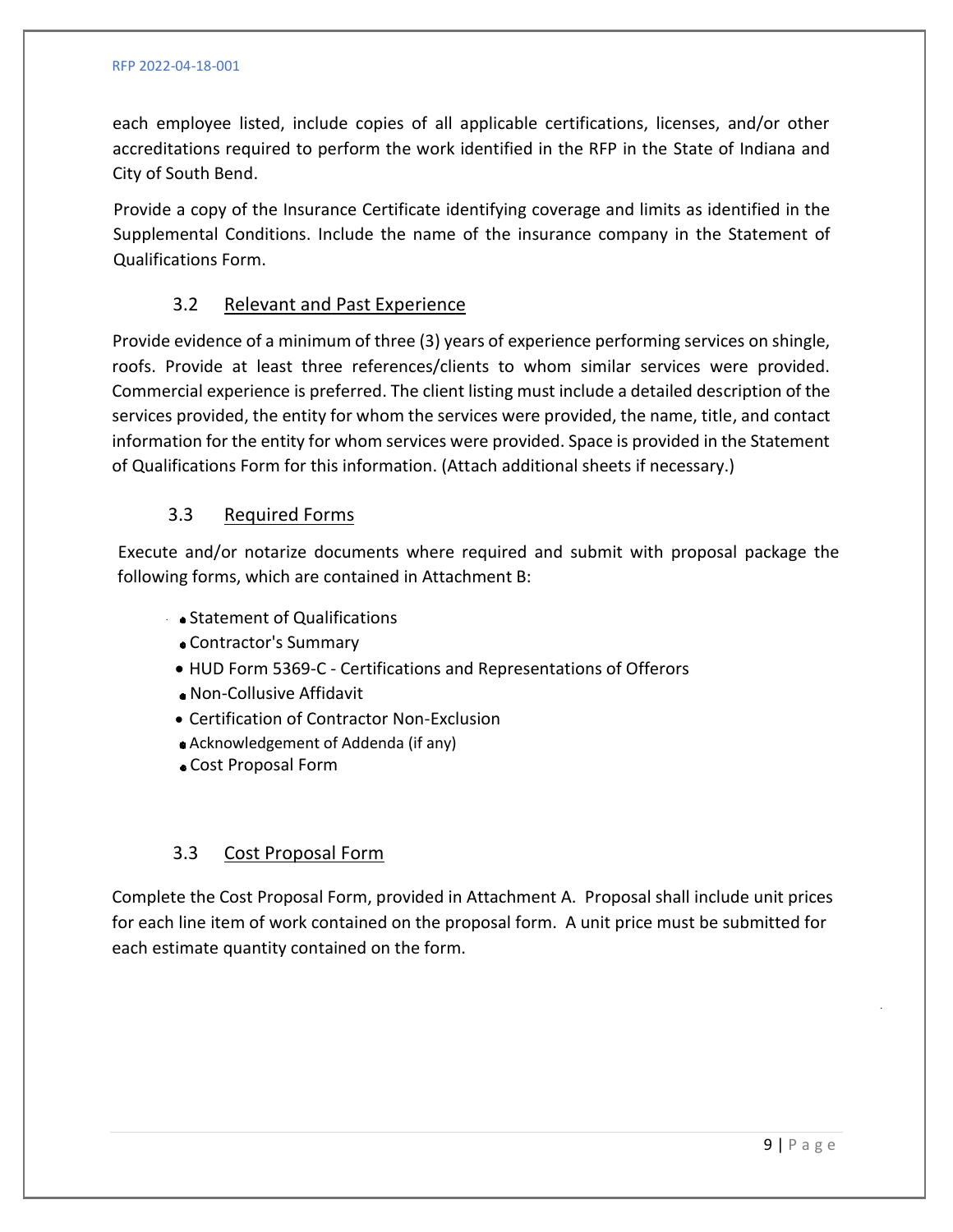each employee listed, include copies of all applicable certifications, licenses, and/or other accreditations required to perform the work identified in the RFP in the State of Indiana and City of South Bend.

Provide a copy of the Insurance Certificate identifying coverage and limits as identified in the Supplemental Conditions. Include the name of the insurance company in the Statement of Qualifications Form.

### 3.2 Relevant and Past Experience

Provide evidence of a minimum of three (3) years of experience performing services on shingle, roofs. Provide at least three references/clients to whom similar services were provided. Commercial experience is preferred. The client listing must include a detailed description of the services provided, the entity for whom the services were provided, the name, title, and contact information for the entity for whom services were provided. Space is provided in the Statement of Qualifications Form for this information. (Attach additional sheets if necessary.)

### 3.3 Required Forms

Execute and/or notarize documents where required and submit with proposal package the following forms, which are contained in Attachment B:

- Statement of Qualifications
- Contractor's Summary
- HUD Form 5369-C - Certifications and Representations of Offerors
- Non-Collusive Affidavit
- Certification of Contractor Non-Exclusion
- Acknowledgement of Addenda (if any)
- Cost Proposal Form

### 3.3 Cost Proposal Form

Complete the Cost Proposal Form, provided in Attachment A. Proposal shall include unit prices for each line item of work contained on the proposal form. A unit price must be submitted for each estimate quantity contained on the form.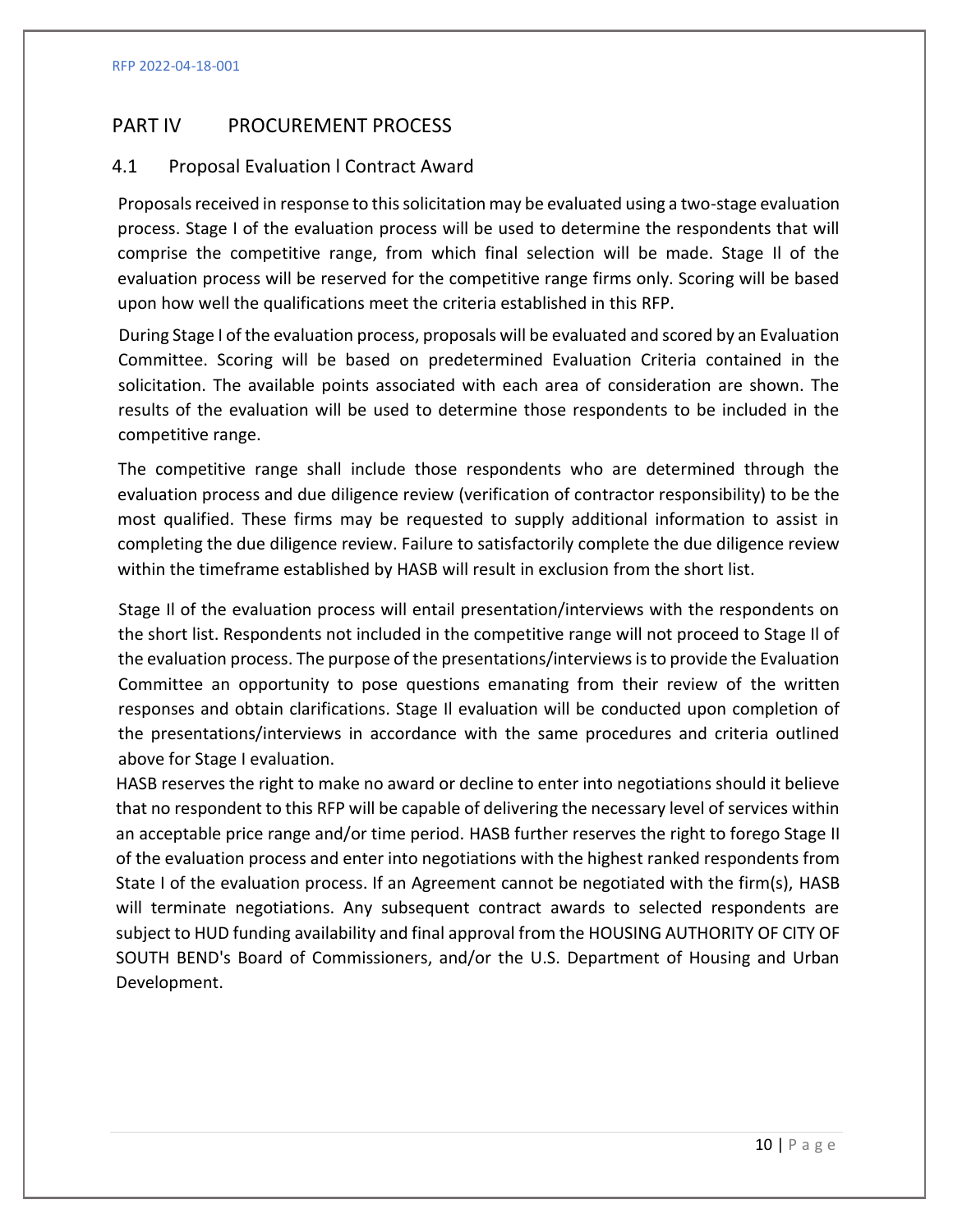## PART IV PROCUREMENT PROCESS

### 4.1 Proposal Evaluation l Contract Award

Proposals received in response to this solicitation may be evaluated using a two-stage evaluation process. Stage I of the evaluation process will be used to determine the respondents that will comprise the competitive range, from which final selection will be made. Stage Il of the evaluation process will be reserved for the competitive range firms only. Scoring will be based upon how well the qualifications meet the criteria established in this RFP.

During Stage I of the evaluation process, proposals will be evaluated and scored by an Evaluation Committee. Scoring will be based on predetermined Evaluation Criteria contained in the solicitation. The available points associated with each area of consideration are shown. The results of the evaluation will be used to determine those respondents to be included in the competitive range.

The competitive range shall include those respondents who are determined through the evaluation process and due diligence review (verification of contractor responsibility) to be the most qualified. These firms may be requested to supply additional information to assist in completing the due diligence review. Failure to satisfactorily complete the due diligence review within the timeframe established by HASB will result in exclusion from the short list.

Stage Il of the evaluation process will entail presentation/interviews with the respondents on the short list. Respondents not included in the competitive range will not proceed to Stage Il of the evaluation process. The purpose of the presentations/interviews is to provide the Evaluation Committee an opportunity to pose questions emanating from their review of the written responses and obtain clarifications. Stage Il evaluation will be conducted upon completion of the presentations/interviews in accordance with the same procedures and criteria outlined above for Stage I evaluation.

HASB reserves the right to make no award or decline to enter into negotiations should it believe that no respondent to this RFP will be capable of delivering the necessary level of services within an acceptable price range and/or time period. HASB further reserves the right to forego Stage II of the evaluation process and enter into negotiations with the highest ranked respondents from State I of the evaluation process. If an Agreement cannot be negotiated with the firm(s), HASB will terminate negotiations. Any subsequent contract awards to selected respondents are subject to HUD funding availability and final approval from the HOUSING AUTHORITY OF CITY OF SOUTH BEND's Board of Commissioners, and/or the U.S. Department of Housing and Urban Development.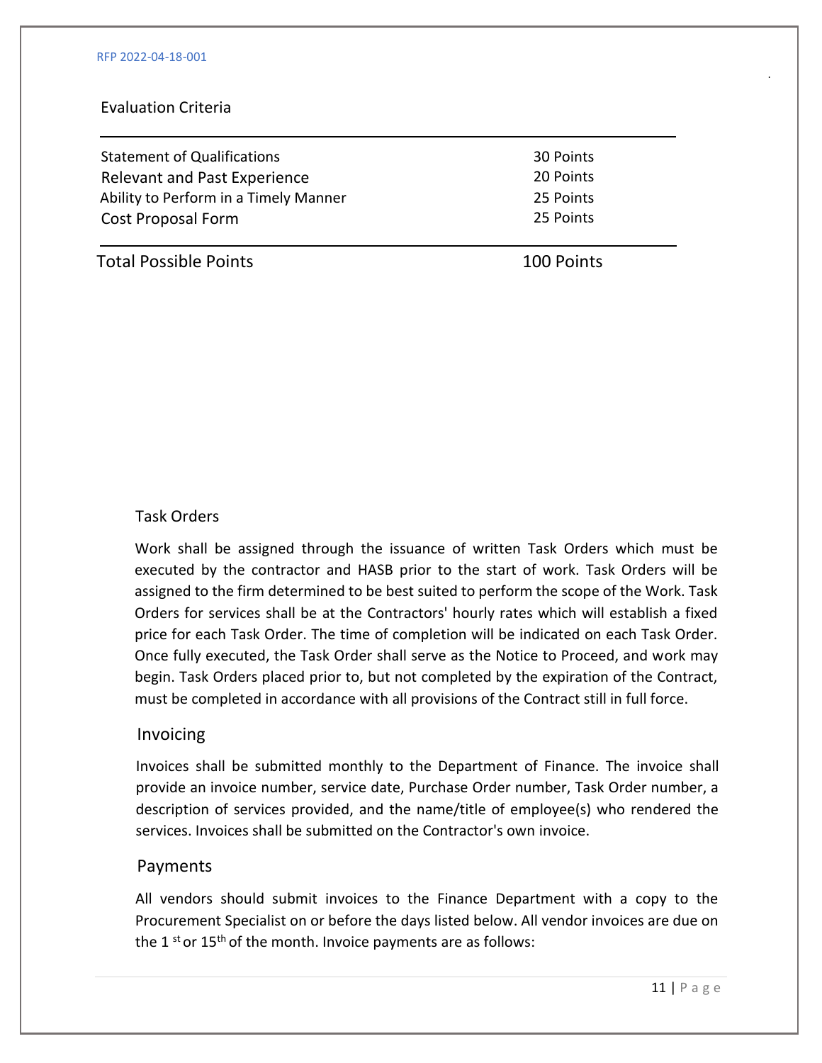## Evaluation Criteria

| | |
|---|---|
| Statement of Qualifications | 30 Points |
| Relevant and Past Experience | 20 Points |
| Ability to Perform in a Timely Manner | 25 Points |
| Cost Proposal Form | 25 Points |
| Total Possible Points | 100 Points |

### Task Orders

Work shall be assigned through the issuance of written Task Orders which must be executed by the contractor and HASB prior to the start of work. Task Orders will be assigned to the firm determined to be best suited to perform the scope of the Work. Task Orders for services shall be at the Contractors' hourly rates which will establish a fixed price for each Task Order. The time of completion will be indicated on each Task Order. Once fully executed, the Task Order shall serve as the Notice to Proceed, and work may begin. Task Orders placed prior to, but not completed by the expiration of the Contract, must be completed in accordance with all provisions of the Contract still in full force.

### Invoicing

Invoices shall be submitted monthly to the Department of Finance. The invoice shall provide an invoice number, service date, Purchase Order number, Task Order number, a description of services provided, and the name/title of employee(s) who rendered the services. Invoices shall be submitted on the Contractor's own invoice.

### Payments

All vendors should submit invoices to the Finance Department with a copy to the Procurement Specialist on or before the days listed below. All vendor invoices are due on the 1st or 15th of the month. Invoice payments are as follows: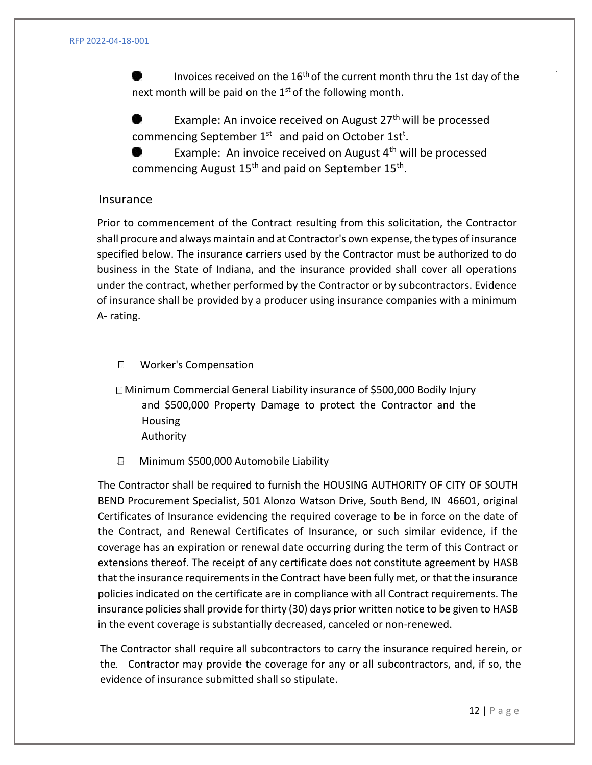- Invoices received on the 16th of the current month thru the 1st day of the next month will be paid on the 1st of the following month.

- Example: An invoice received on August 27th will be processed commencing September 1st and paid on October 1st.
- Example: An invoice received on August 4th will be processed commencing August 15th and paid on September 15th.

## Insurance

Prior to commencement of the Contract resulting from this solicitation, the Contractor shall procure and always maintain and at Contractor's own expense, the types of insurance specified below. The insurance carriers used by the Contractor must be authorized to do business in the State of Indiana, and the insurance provided shall cover all operations under the contract, whether performed by the Contractor or by subcontractors. Evidence of insurance shall be provided by a producer using insurance companies with a minimum A- rating.

- Worker's Compensation
- Minimum Commercial General Liability insurance of $500,000 Bodily Injury and $500,000 Property Damage to protect the Contractor and the Housing Authority
- Minimum $500,000 Automobile Liability

The Contractor shall be required to furnish the HOUSING AUTHORITY OF CITY OF SOUTH BEND Procurement Specialist, 501 Alonzo Watson Drive, South Bend, IN 46601, original Certificates of Insurance evidencing the required coverage to be in force on the date of the Contract, and Renewal Certificates of Insurance, or such similar evidence, if the coverage has an expiration or renewal date occurring during the term of this Contract or extensions thereof. The receipt of any certificate does not constitute agreement by HASB that the insurance requirements in the Contract have been fully met, or that the insurance policies indicated on the certificate are in compliance with all Contract requirements. The insurance policies shall provide for thirty (30) days prior written notice to be given to HASB in the event coverage is substantially decreased, canceled or non-renewed.

The Contractor shall require all subcontractors to carry the insurance required herein, or the. Contractor may provide the coverage for any or all subcontractors, and, if so, the evidence of insurance submitted shall so stipulate.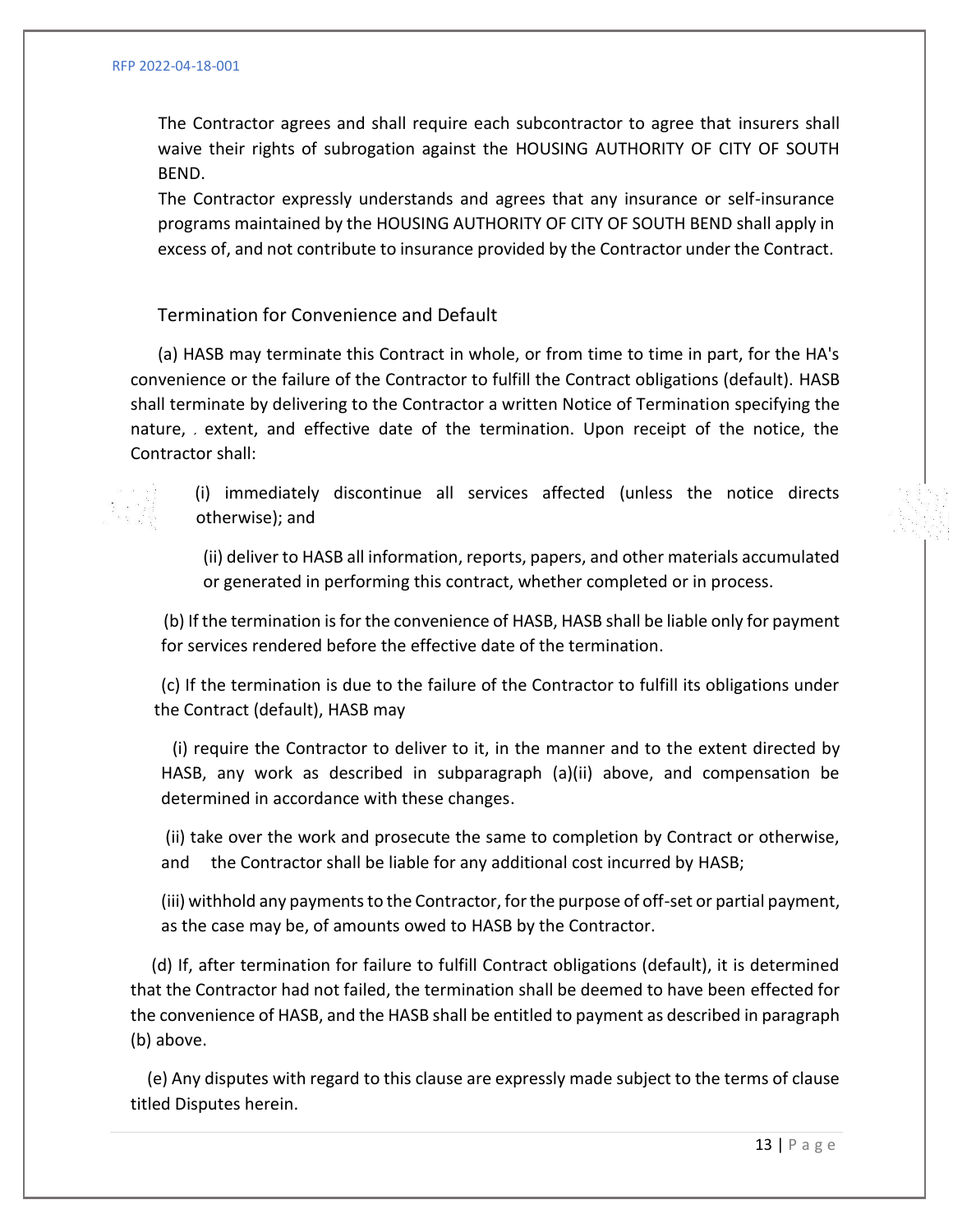The Contractor agrees and shall require each subcontractor to agree that insurers shall waive their rights of subrogation against the HOUSING AUTHORITY OF CITY OF SOUTH BEND.

The Contractor expressly understands and agrees that any insurance or self-insurance programs maintained by the HOUSING AUTHORITY OF CITY OF SOUTH BEND shall apply in excess of, and not contribute to insurance provided by the Contractor under the Contract.

## Termination for Convenience and Default

(a) HASB may terminate this Contract in whole, or from time to time in part, for the HA's convenience or the failure of the Contractor to fulfill the Contract obligations (default). HASB shall terminate by delivering to the Contractor a written Notice of Termination specifying the nature, extent, and effective date of the termination. Upon receipt of the notice, the Contractor shall:

(i) immediately discontinue all services affected (unless the notice directs otherwise); and

(ii) deliver to HASB all information, reports, papers, and other materials accumulated or generated in performing this contract, whether completed or in process.

(b) If the termination is for the convenience of HASB, HASB shall be liable only for payment for services rendered before the effective date of the termination.

(c) If the termination is due to the failure of the Contractor to fulfill its obligations under the Contract (default), HASB may

(i) require the Contractor to deliver to it, in the manner and to the extent directed by HASB, any work as described in subparagraph (a)(ii) above, and compensation be determined in accordance with these changes.

(ii) take over the work and prosecute the same to completion by Contract or otherwise, and the Contractor shall be liable for any additional cost incurred by HASB;

(iii) withhold any payments to the Contractor, for the purpose of off-set or partial payment, as the case may be, of amounts owed to HASB by the Contractor.

(d) If, after termination for failure to fulfill Contract obligations (default), it is determined that the Contractor had not failed, the termination shall be deemed to have been effected for the convenience of HASB, and the HASB shall be entitled to payment as described in paragraph (b) above.

(e) Any disputes with regard to this clause are expressly made subject to the terms of clause titled Disputes herein.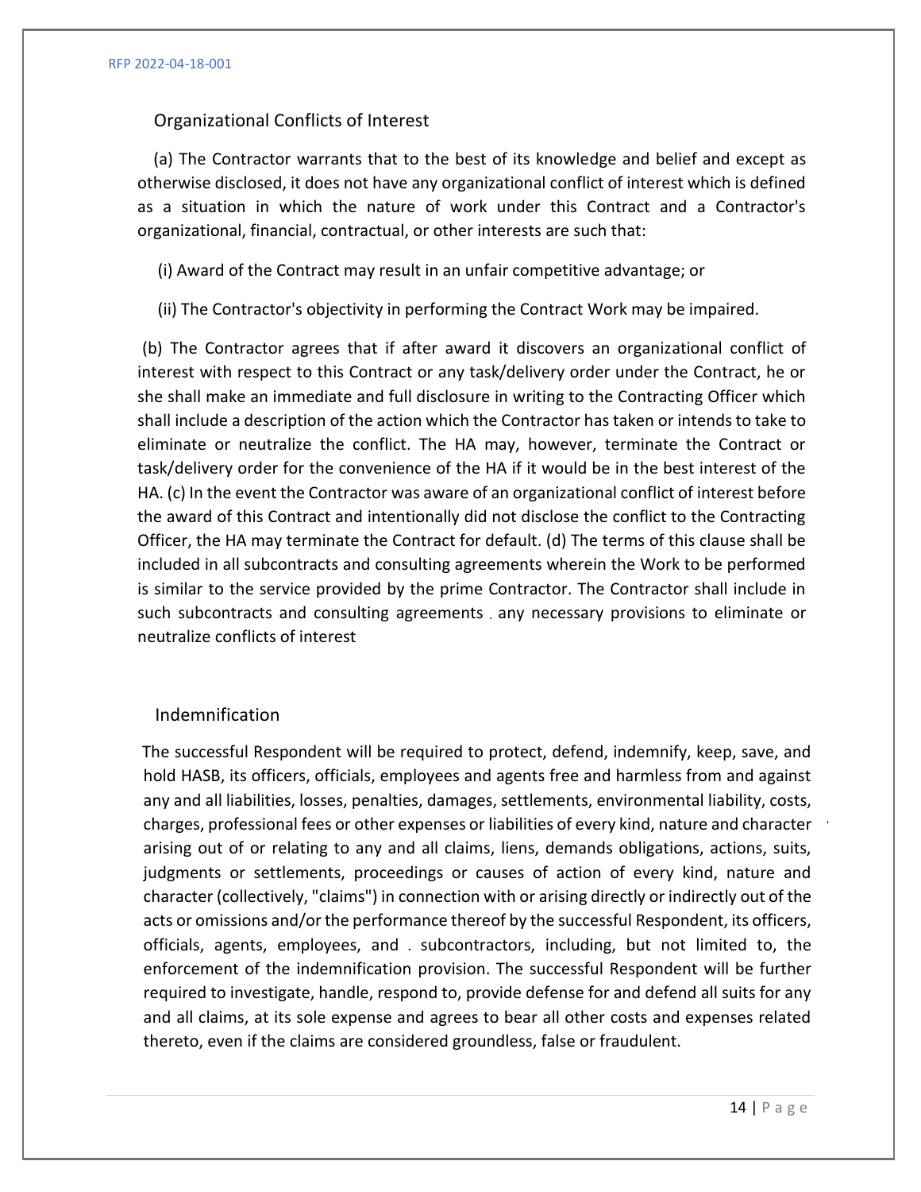## Organizational Conflicts of Interest

(a) The Contractor warrants that to the best of its knowledge and belief and except as otherwise disclosed, it does not have any organizational conflict of interest which is defined as a situation in which the nature of work under this Contract and a Contractor's organizational, financial, contractual, or other interests are such that:

(i) Award of the Contract may result in an unfair competitive advantage; or

(ii) The Contractor's objectivity in performing the Contract Work may be impaired.

(b) The Contractor agrees that if after award it discovers an organizational conflict of interest with respect to this Contract or any task/delivery order under the Contract, he or she shall make an immediate and full disclosure in writing to the Contracting Officer which shall include a description of the action which the Contractor has taken or intends to take to eliminate or neutralize the conflict. The HA may, however, terminate the Contract or task/delivery order for the convenience of the HA if it would be in the best interest of the HA. (c) In the event the Contractor was aware of an organizational conflict of interest before the award of this Contract and intentionally did not disclose the conflict to the Contracting Officer, the HA may terminate the Contract for default. (d) The terms of this clause shall be included in all subcontracts and consulting agreements wherein the Work to be performed is similar to the service provided by the prime Contractor. The Contractor shall include in such subcontracts and consulting agreements any necessary provisions to eliminate or neutralize conflicts of interest

## Indemnification

The successful Respondent will be required to protect, defend, indemnify, keep, save, and hold HASB, its officers, officials, employees and agents free and harmless from and against any and all liabilities, losses, penalties, damages, settlements, environmental liability, costs, charges, professional fees or other expenses or liabilities of every kind, nature and character arising out of or relating to any and all claims, liens, demands obligations, actions, suits, judgments or settlements, proceedings or causes of action of every kind, nature and character (collectively, "claims") in connection with or arising directly or indirectly out of the acts or omissions and/or the performance thereof by the successful Respondent, its officers, officials, agents, employees, and subcontractors, including, but not limited to, the enforcement of the indemnification provision. The successful Respondent will be further required to investigate, handle, respond to, provide defense for and defend all suits for any and all claims, at its sole expense and agrees to bear all other costs and expenses related thereto, even if the claims are considered groundless, false or fraudulent.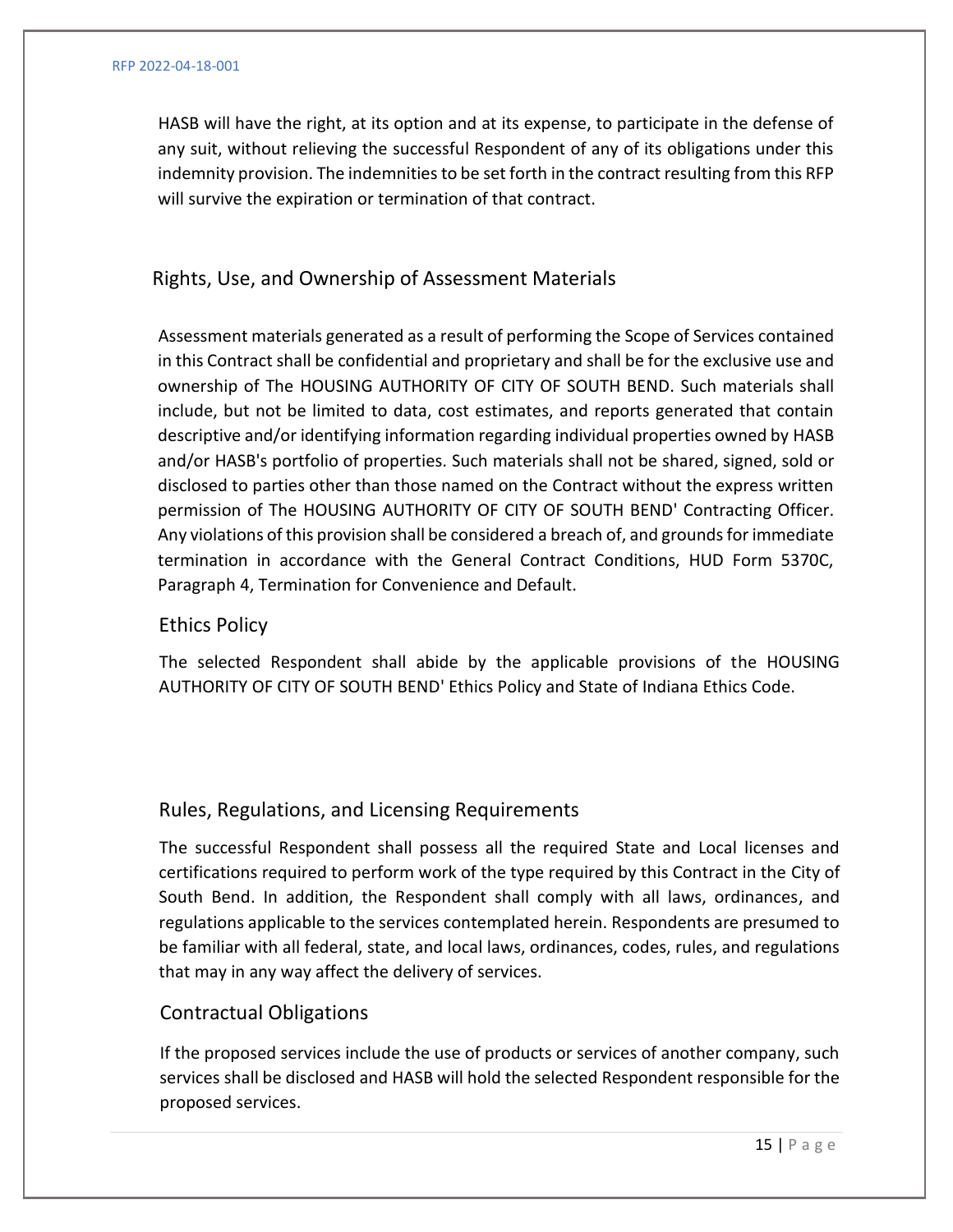HASB will have the right, at its option and at its expense, to participate in the defense of any suit, without relieving the successful Respondent of any of its obligations under this indemnity provision. The indemnities to be set forth in the contract resulting from this RFP will survive the expiration or termination of that contract.

## Rights, Use, and Ownership of Assessment Materials

Assessment materials generated as a result of performing the Scope of Services contained in this Contract shall be confidential and proprietary and shall be for the exclusive use and ownership of The HOUSING AUTHORITY OF CITY OF SOUTH BEND. Such materials shall include, but not be limited to data, cost estimates, and reports generated that contain descriptive and/or identifying information regarding individual properties owned by HASB and/or HASB's portfolio of properties. Such materials shall not be shared, signed, sold or disclosed to parties other than those named on the Contract without the express written permission of The HOUSING AUTHORITY OF CITY OF SOUTH BEND' Contracting Officer. Any violations of this provision shall be considered a breach of, and grounds for immediate termination in accordance with the General Contract Conditions, HUD Form 5370C, Paragraph 4, Termination for Convenience and Default.

## Ethics Policy

The selected Respondent shall abide by the applicable provisions of the HOUSING AUTHORITY OF CITY OF SOUTH BEND' Ethics Policy and State of Indiana Ethics Code.

## Rules, Regulations, and Licensing Requirements

The successful Respondent shall possess all the required State and Local licenses and certifications required to perform work of the type required by this Contract in the City of South Bend. In addition, the Respondent shall comply with all laws, ordinances, and regulations applicable to the services contemplated herein. Respondents are presumed to be familiar with all federal, state, and local laws, ordinances, codes, rules, and regulations that may in any way affect the delivery of services.

## Contractual Obligations

If the proposed services include the use of products or services of another company, such services shall be disclosed and HASB will hold the selected Respondent responsible for the proposed services.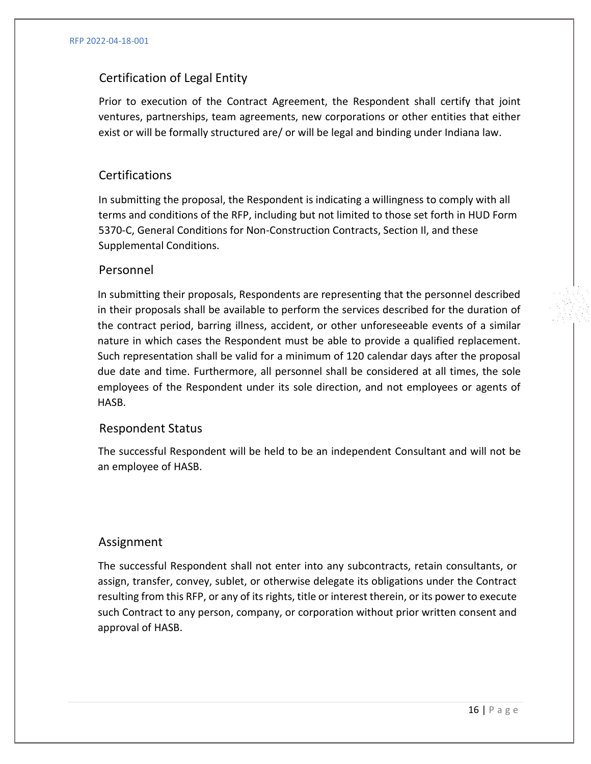## Certification of Legal Entity

Prior to execution of the Contract Agreement, the Respondent shall certify that joint ventures, partnerships, team agreements, new corporations or other entities that either exist or will be formally structured are/ or will be legal and binding under Indiana law.

## Certifications

In submitting the proposal, the Respondent is indicating a willingness to comply with all terms and conditions of the RFP, including but not limited to those set forth in HUD Form 5370-C, General Conditions for Non-Construction Contracts, Section Il, and these Supplemental Conditions.

## Personnel

In submitting their proposals, Respondents are representing that the personnel described in their proposals shall be available to perform the services described for the duration of the contract period, barring illness, accident, or other unforeseeable events of a similar nature in which cases the Respondent must be able to provide a qualified replacement. Such representation shall be valid for a minimum of 120 calendar days after the proposal due date and time. Furthermore, all personnel shall be considered at all times, the sole employees of the Respondent under its sole direction, and not employees or agents of HASB.

## Respondent Status

The successful Respondent will be held to be an independent Consultant and will not be an employee of HASB.

## Assignment

The successful Respondent shall not enter into any subcontracts, retain consultants, or assign, transfer, convey, sublet, or otherwise delegate its obligations under the Contract resulting from this RFP, or any of its rights, title or interest therein, or its power to execute such Contract to any person, company, or corporation without prior written consent and approval of HASB.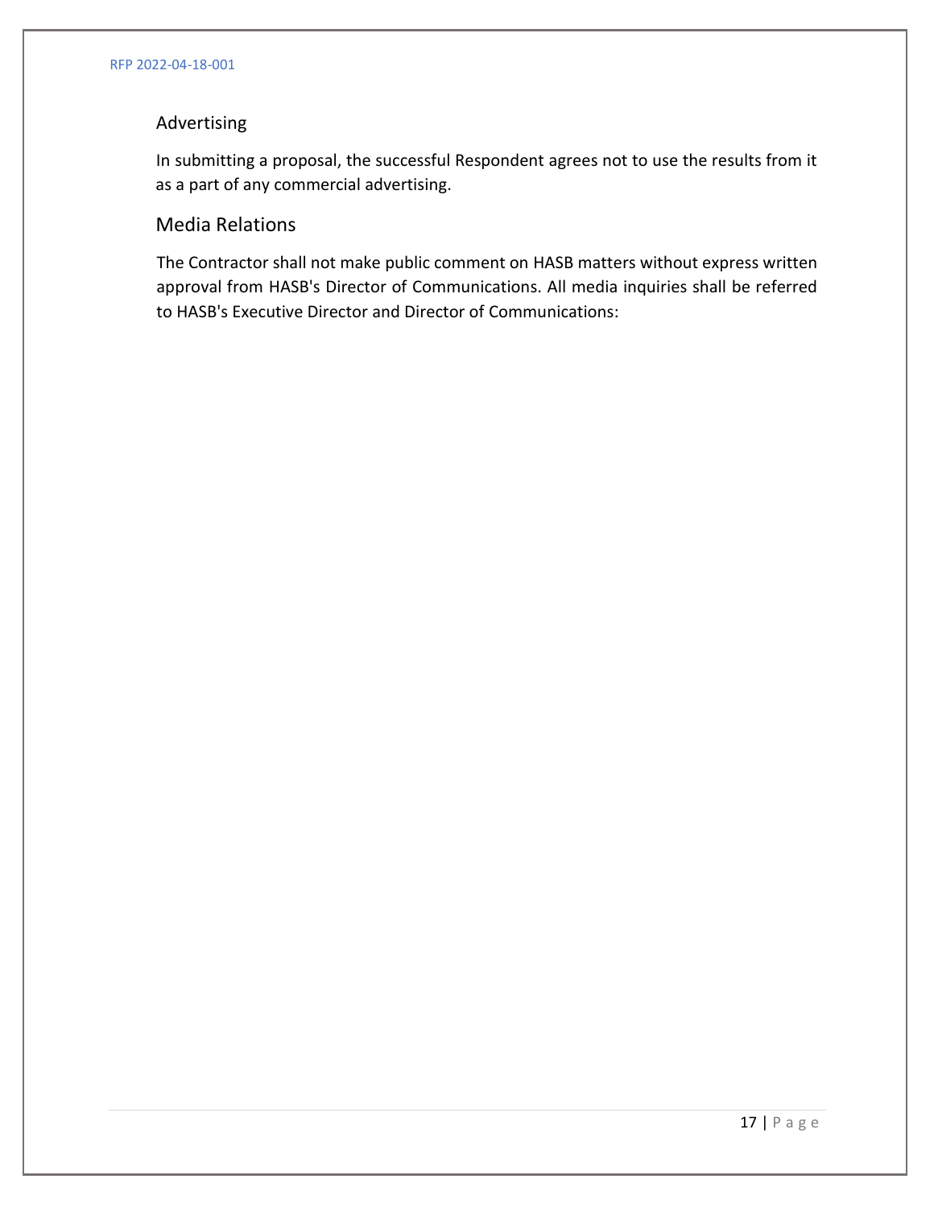## Advertising

In submitting a proposal, the successful Respondent agrees not to use the results from it as a part of any commercial advertising.

## Media Relations

The Contractor shall not make public comment on HASB matters without express written approval from HASB's Director of Communications. All media inquiries shall be referred to HASB's Executive Director and Director of Communications: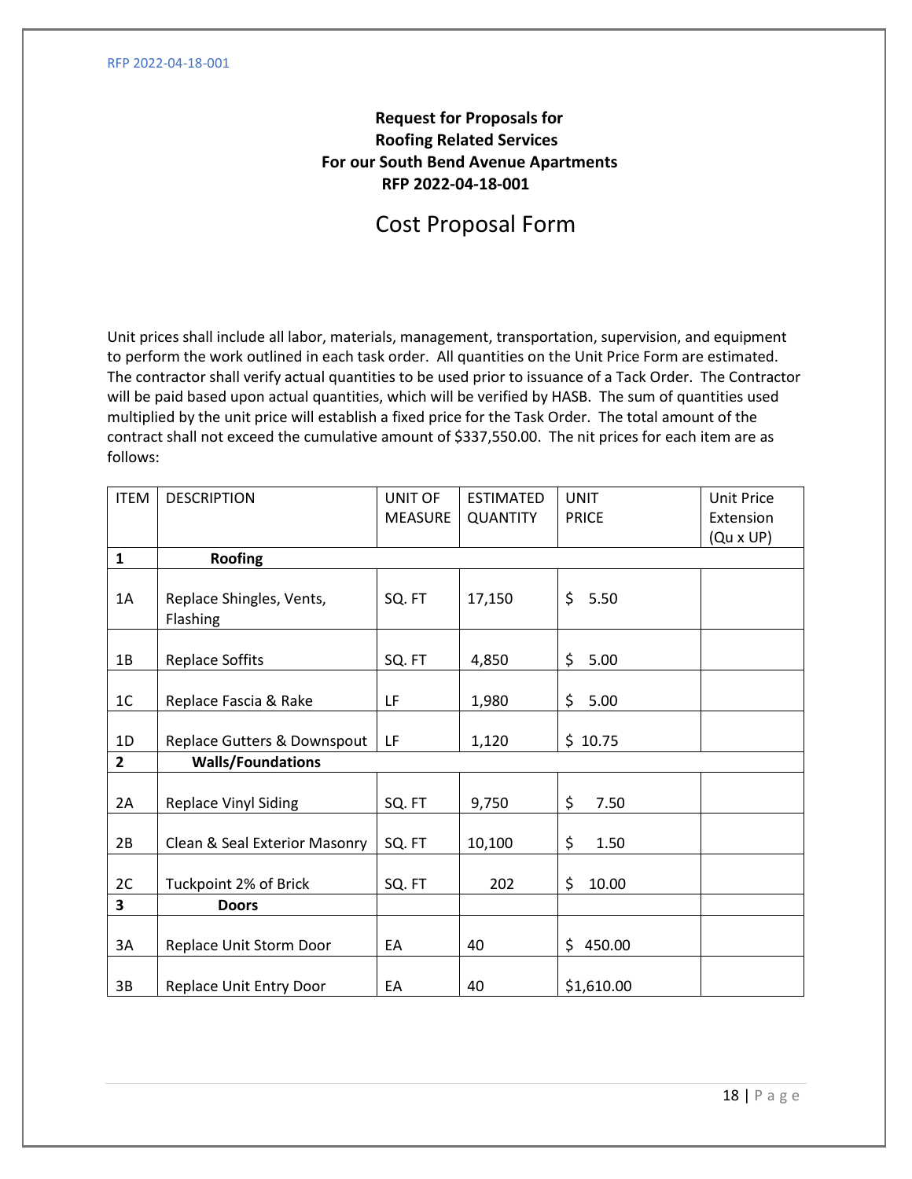**Request for Proposals for**
**Roofing Related Services**
**For our South Bend Avenue Apartments**
**RFP 2022-04-18-001**

# Cost Proposal Form

Unit prices shall include all labor, materials, management, transportation, supervision, and equipment to perform the work outlined in each task order. All quantities on the Unit Price Form are estimated. The contractor shall verify actual quantities to be used prior to issuance of a Tack Order. The Contractor will be paid based upon actual quantities, which will be verified by HASB. The sum of quantities used multiplied by the unit price will establish a fixed price for the Task Order. The total amount of the contract shall not exceed the cumulative amount of $337,550.00. The nit prices for each item are as follows:

| ITEM | DESCRIPTION | UNIT OF MEASURE | ESTIMATED QUANTITY | UNIT PRICE | Unit Price Extension (Qu x UP) |
|---|---|---|---|---|---|
| **1** | **Roofing** | | | | |
| 1A | Replace Shingles, Vents, Flashing | SQ. FT | 17,150 | $ 5.50 | |
| 1B | Replace Soffits | SQ. FT | 4,850 | $ 5.00 | |
| 1C | Replace Fascia & Rake | LF | 1,980 | $ 5.00 | |
| 1D | Replace Gutters & Downspout | LF | 1,120 | $ 10.75 | |
| **2** | **Walls/Foundations** | | | | |
| 2A | Replace Vinyl Siding | SQ. FT | 9,750 | $ 7.50 | |
| 2B | Clean & Seal Exterior Masonry | SQ. FT | 10,100 | $ 1.50 | |
| 2C | Tuckpoint 2% of Brick | SQ. FT | 202 | $ 10.00 | |
| **3** | **Doors** | | | | |
| 3A | Replace Unit Storm Door | EA | 40 | $ 450.00 | |
| 3B | Replace Unit Entry Door | EA | 40 | $1,610.00 | |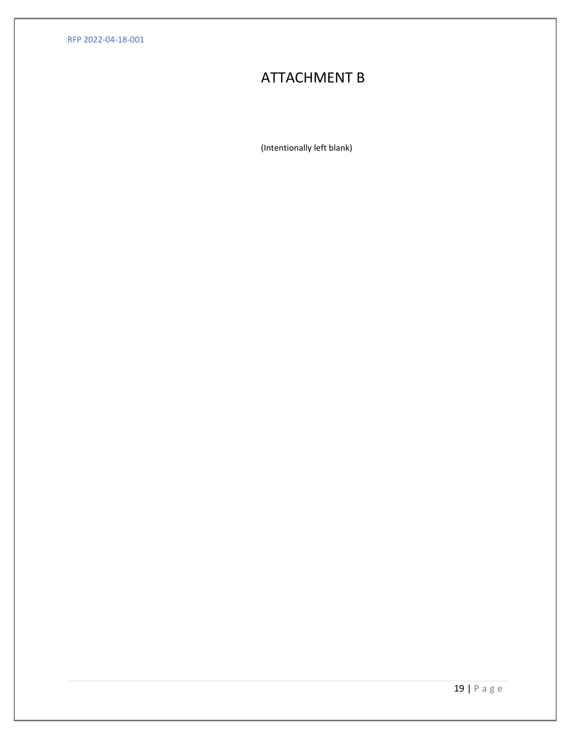# ATTACHMENT B

(Intentionally left blank)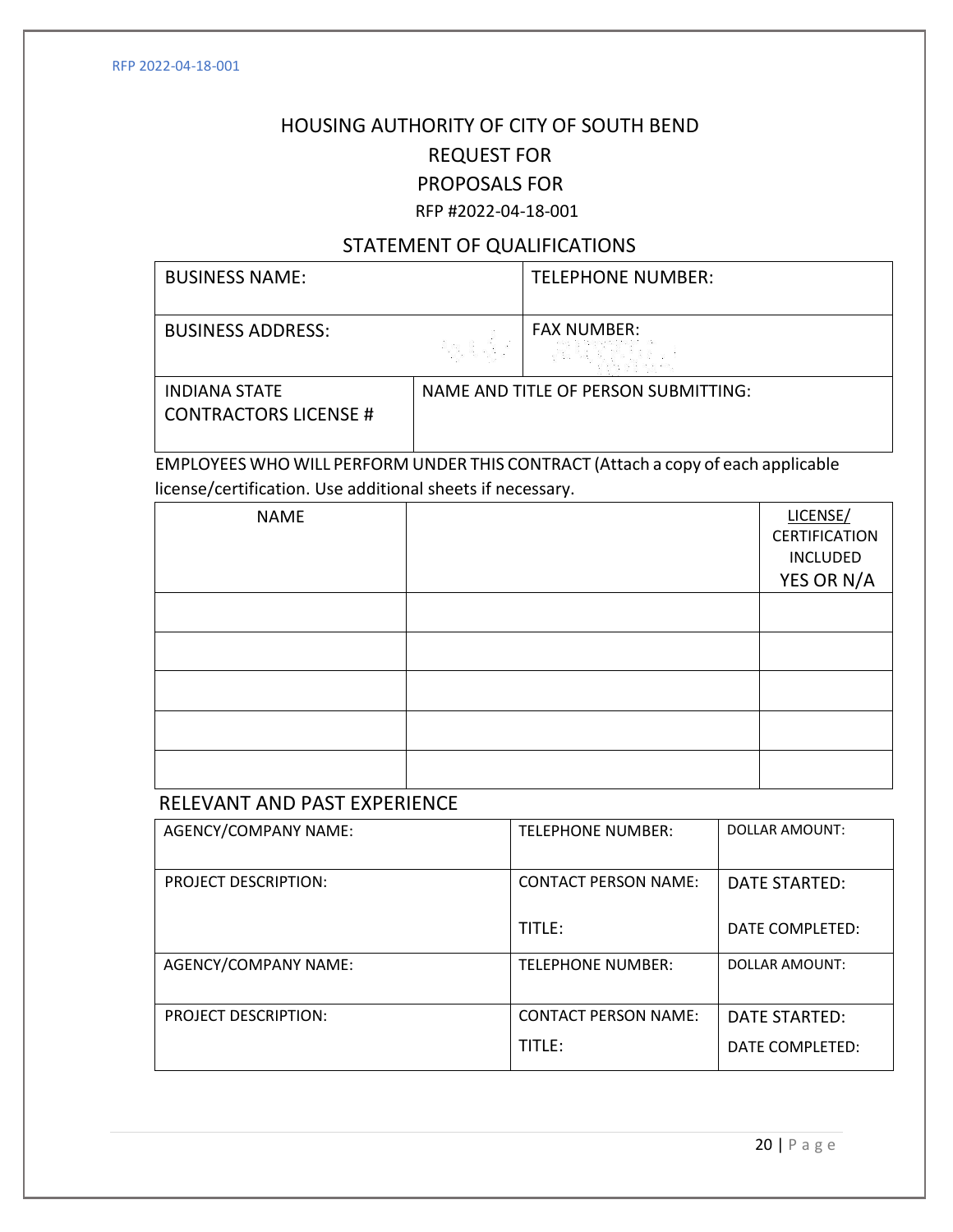# HOUSING AUTHORITY OF CITY OF SOUTH BEND
## REQUEST FOR PROPOSALS FOR
RFP #2022-04-18-001

## STATEMENT OF QUALIFICATIONS

| | |
|---|---|
| BUSINESS NAME: | TELEPHONE NUMBER: |
| BUSINESS ADDRESS: | FAX NUMBER: |
| INDIANA STATE CONTRACTORS LICENSE # | NAME AND TITLE OF PERSON SUBMITTING: |

EMPLOYEES WHO WILL PERFORM UNDER THIS CONTRACT (Attach a copy of each applicable license/certification. Use additional sheets if necessary.

| NAME | | LICENSE/ CERTIFICATION INCLUDED YES OR N/A |
|---|---|---|
| | | |
| | | |
| | | |
| | | |
| | | |

## RELEVANT AND PAST EXPERIENCE

| | | |
|---|---|---|
| AGENCY/COMPANY NAME: | TELEPHONE NUMBER: | DOLLAR AMOUNT: |
| PROJECT DESCRIPTION: | CONTACT PERSON NAME:<br>TITLE: | DATE STARTED:<br>DATE COMPLETED: |
| AGENCY/COMPANY NAME: | TELEPHONE NUMBER: | DOLLAR AMOUNT: |
| PROJECT DESCRIPTION: | CONTACT PERSON NAME:<br>TITLE: | DATE STARTED:<br>DATE COMPLETED: |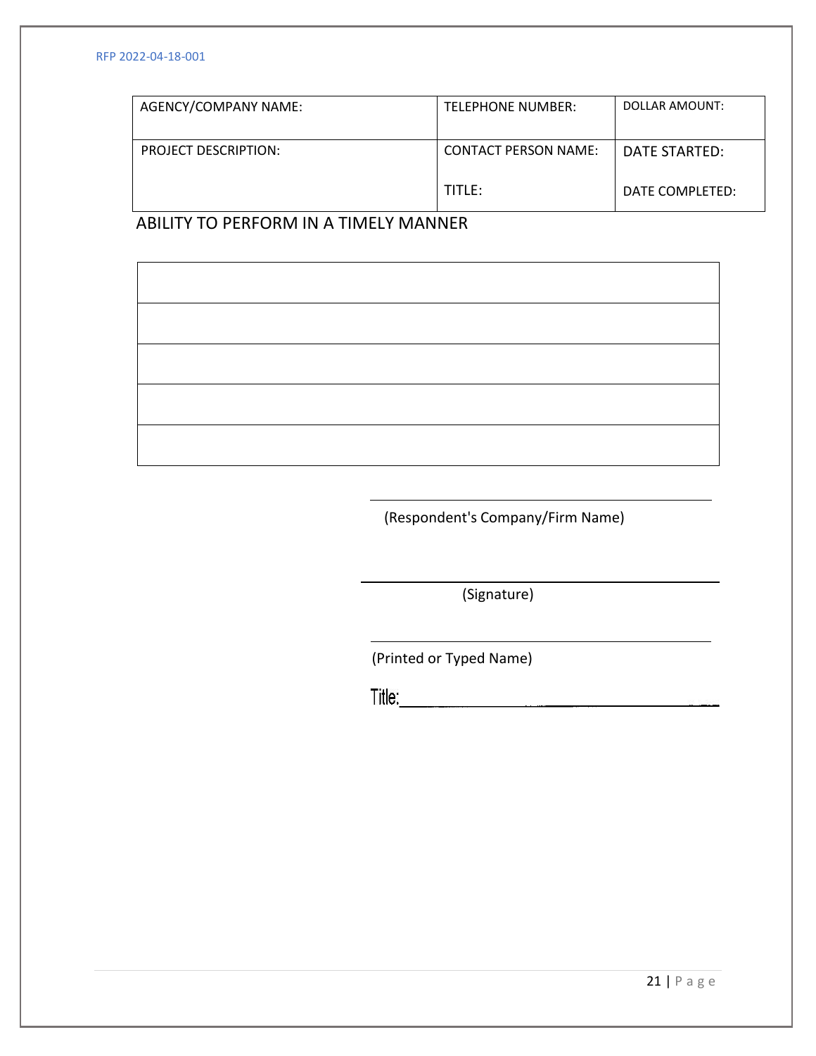| | | |
|---|---|---|
| AGENCY/COMPANY NAME: | TELEPHONE NUMBER: | DOLLAR AMOUNT: |
| PROJECT DESCRIPTION: | CONTACT PERSON NAME:<br><br>TITLE: | DATE STARTED:<br><br>DATE COMPLETED: |

ABILITY TO PERFORM IN A TIMELY MANNER

| |
|---|
| |
| |
| |
| |
| |

_______________________________

(Respondent's Company/Firm Name)

_______________________________

(Signature)

_______________________________

(Printed or Typed Name)

Title:_______________________________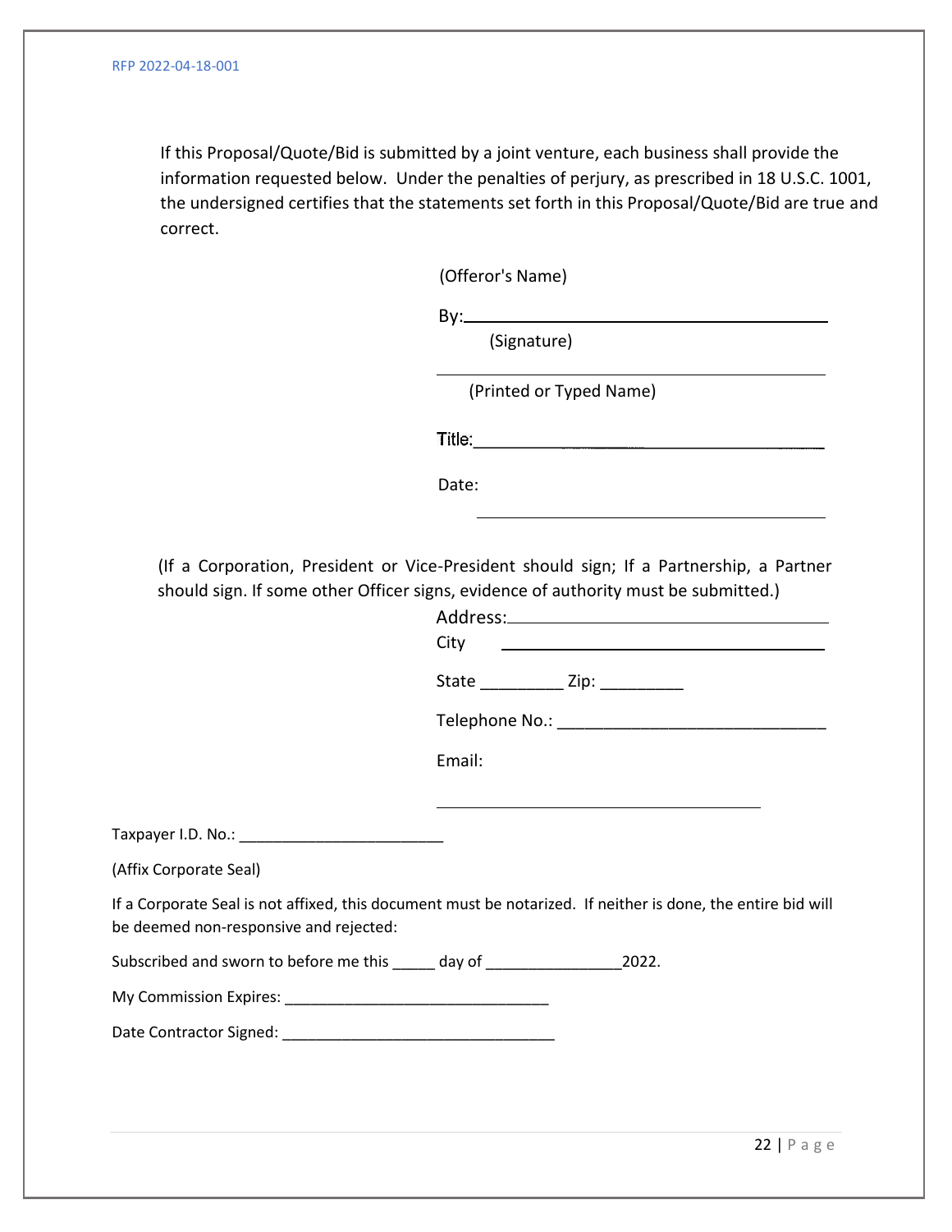If this Proposal/Quote/Bid is submitted by a joint venture, each business shall provide the information requested below. Under the penalties of perjury, as prescribed in 18 U.S.C. 1001, the undersigned certifies that the statements set forth in this Proposal/Quote/Bid are true and correct.

(Offeror's Name)

By:\_\_\_\_\_\_\_\_\_\_\_\_\_\_\_\_\_\_\_\_\_\_\_\_\_\_\_\_\_\_\_\_\_\_\_\_\_\_\_\_

(Signature)

\_\_\_\_\_\_\_\_\_\_\_\_\_\_\_\_\_\_\_\_\_\_\_\_\_\_\_\_\_\_\_\_\_\_\_\_\_\_\_\_

(Printed or Typed Name)

Title:\_\_\_\_\_\_\_\_\_\_\_\_\_\_\_\_\_\_\_\_\_\_\_\_\_\_\_\_\_\_\_\_\_\_\_\_\_\_\_\_

Date: \_\_\_\_\_\_\_\_\_\_\_\_\_\_\_\_\_\_\_\_\_\_\_\_\_\_\_\_\_\_\_\_\_\_\_\_\_\_\_\_

(If a Corporation, President or Vice-President should sign; If a Partnership, a Partner should sign. If some other Officer signs, evidence of authority must be submitted.)

Address:\_\_\_\_\_\_\_\_\_\_\_\_\_\_\_\_\_\_\_\_\_\_\_\_\_\_\_\_\_\_\_\_\_\_\_\_\_\_\_\_

City \_\_\_\_\_\_\_\_\_\_\_\_\_\_\_\_\_\_\_\_\_\_\_\_\_\_\_\_\_\_\_\_\_\_\_\_\_\_\_\_

State \_\_\_\_\_\_\_\_\_ Zip: \_\_\_\_\_\_\_\_\_

Telephone No.: \_\_\_\_\_\_\_\_\_\_\_\_\_\_\_\_\_\_\_\_\_\_\_\_\_\_\_\_\_\_

Email: \_\_\_\_\_\_\_\_\_\_\_\_\_\_\_\_\_\_\_\_\_\_\_\_\_\_\_\_\_\_\_\_\_\_\_\_\_\_\_\_

Taxpayer I.D. No.: \_\_\_\_\_\_\_\_\_\_\_\_\_\_\_\_\_\_\_\_\_\_\_\_

(Affix Corporate Seal)

If a Corporate Seal is not affixed, this document must be notarized. If neither is done, the entire bid will be deemed non-responsive and rejected:

Subscribed and sworn to before me this \_\_\_\_\_ day of \_\_\_\_\_\_\_\_\_\_\_\_\_\_\_\_2022.

My Commission Expires: \_\_\_\_\_\_\_\_\_\_\_\_\_\_\_\_\_\_\_\_\_\_\_\_\_\_\_\_\_\_\_\_

Date Contractor Signed: \_\_\_\_\_\_\_\_\_\_\_\_\_\_\_\_\_\_\_\_\_\_\_\_\_\_\_\_\_\_\_\_